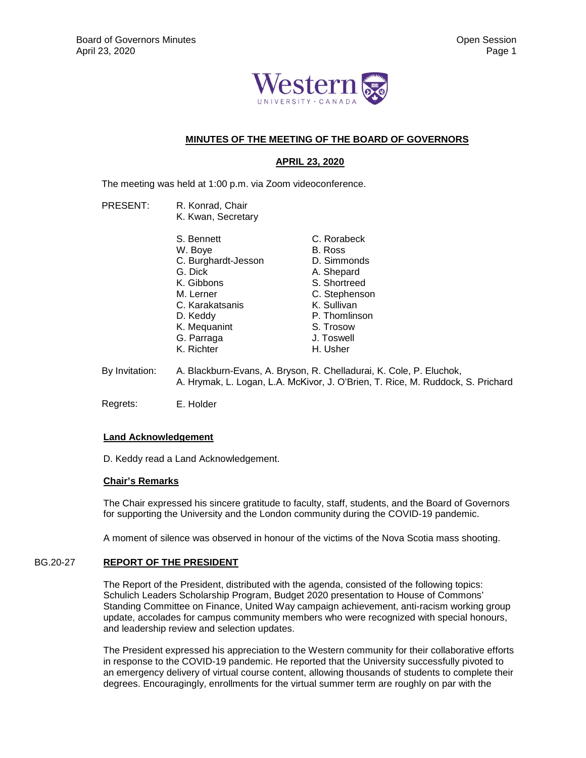# MINUTES OF THE MEETING OF THE BOARD OF GOVERNORS

## APRIL 23, 2020

The meeting was held at 1:00 p.m. via Zoom videoconference.

PRESENT: R. Konrad, Chair
K. Kwan, Secretary

S. Bennett
W. Boye
C. Burghardt-Jesson
G. Dick
K. Gibbons
M. Lerner
C. Karakatsanis
D. Keddy
K. Mequanint
G. Parraga
K. Richter
C. Rorabeck
B. Ross
D. Simmonds
A. Shepard
S. Shortreed
C. Stephenson
K. Sullivan
P. Thomlinson
S. Trosow
J. Toswell
H. Usher

By Invitation: A. Blackburn-Evans, A. Bryson, R. Chelladurai, K. Cole, P. Eluchok, A. Hrymak, L. Logan, L.A. McKivor, J. O'Brien, T. Rice, M. Ruddock, S. Prichard

Regrets: E. Holder

**Land Acknowledgement**

D. Keddy read a Land Acknowledgement.

**Chair's Remarks**

The Chair expressed his sincere gratitude to faculty, staff, students, and the Board of Governors for supporting the University and the London community during the COVID-19 pandemic.

A moment of silence was observed in honour of the victims of the Nova Scotia mass shooting.

BG.20-27 **REPORT OF THE PRESIDENT**

The Report of the President, distributed with the agenda, consisted of the following topics: Schulich Leaders Scholarship Program, Budget 2020 presentation to House of Commons' Standing Committee on Finance, United Way campaign achievement, anti-racism working group update, accolades for campus community members who were recognized with special honours, and leadership review and selection updates.

The President expressed his appreciation to the Western community for their collaborative efforts in response to the COVID-19 pandemic. He reported that the University successfully pivoted to an emergency delivery of virtual course content, allowing thousands of students to complete their degrees. Encouragingly, enrollments for the virtual summer term are roughly on par with the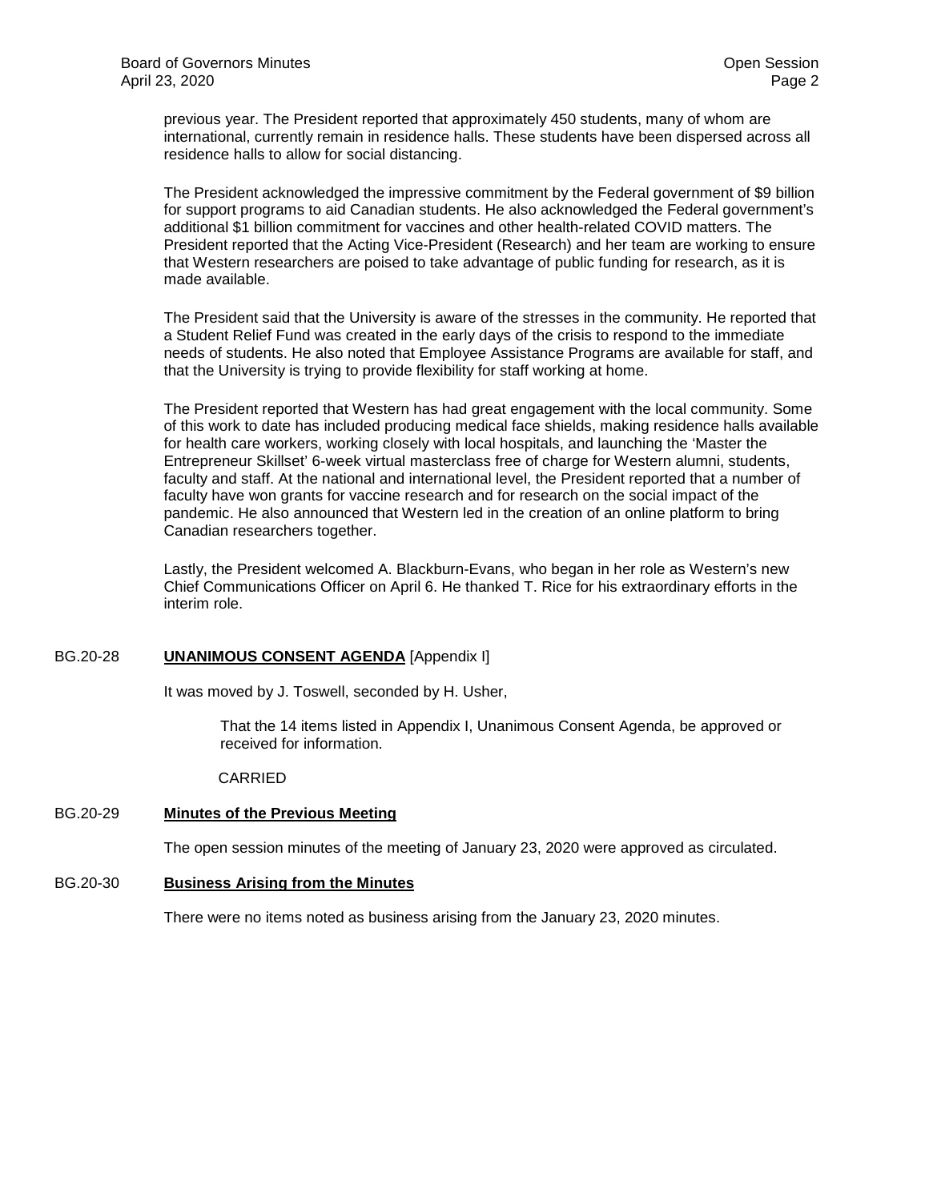previous year. The President reported that approximately 450 students, many of whom are international, currently remain in residence halls. These students have been dispersed across all residence halls to allow for social distancing.

The President acknowledged the impressive commitment by the Federal government of $9 billion for support programs to aid Canadian students. He also acknowledged the Federal government's additional $1 billion commitment for vaccines and other health-related COVID matters. The President reported that the Acting Vice-President (Research) and her team are working to ensure that Western researchers are poised to take advantage of public funding for research, as it is made available.

The President said that the University is aware of the stresses in the community. He reported that a Student Relief Fund was created in the early days of the crisis to respond to the immediate needs of students. He also noted that Employee Assistance Programs are available for staff, and that the University is trying to provide flexibility for staff working at home.

The President reported that Western has had great engagement with the local community. Some of this work to date has included producing medical face shields, making residence halls available for health care workers, working closely with local hospitals, and launching the 'Master the Entrepreneur Skillset' 6-week virtual masterclass free of charge for Western alumni, students, faculty and staff. At the national and international level, the President reported that a number of faculty have won grants for vaccine research and for research on the social impact of the pandemic. He also announced that Western led in the creation of an online platform to bring Canadian researchers together.

Lastly, the President welcomed A. Blackburn-Evans, who began in her role as Western's new Chief Communications Officer on April 6. He thanked T. Rice for his extraordinary efforts in the interim role.

## BG.20-28 **UNANIMOUS CONSENT AGENDA** [Appendix I]

It was moved by J. Toswell, seconded by H. Usher,

> That the 14 items listed in Appendix I, Unanimous Consent Agenda, be approved or received for information.
>
> CARRIED

## BG.20-29 **Minutes of the Previous Meeting**

The open session minutes of the meeting of January 23, 2020 were approved as circulated.

## BG.20-30 **Business Arising from the Minutes**

There were no items noted as business arising from the January 23, 2020 minutes.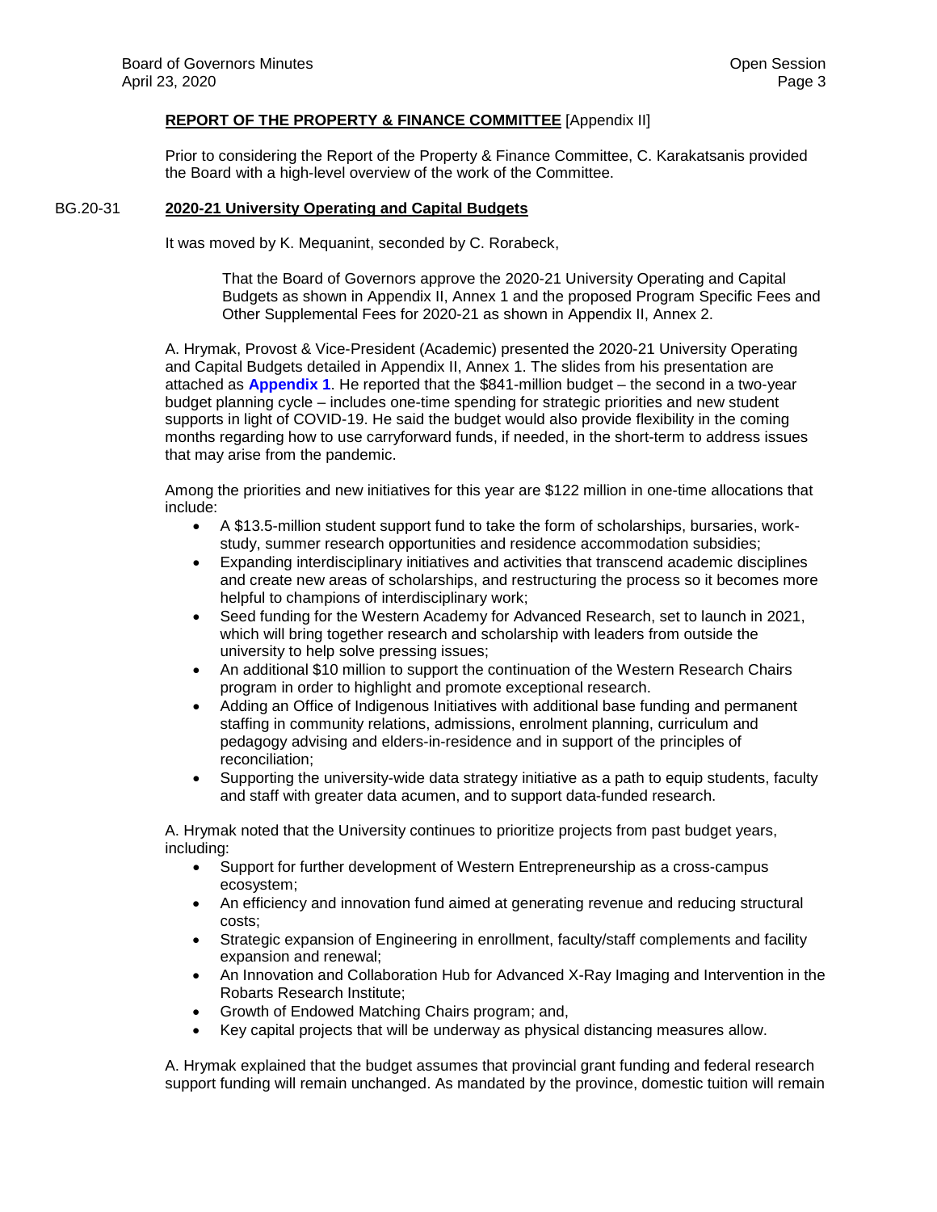**REPORT OF THE PROPERTY & FINANCE COMMITTEE** [Appendix II]

Prior to considering the Report of the Property & Finance Committee, C. Karakatsanis provided the Board with a high-level overview of the work of the Committee.

BG.20-31 **2020-21 University Operating and Capital Budgets**

It was moved by K. Mequanint, seconded by C. Rorabeck,

> That the Board of Governors approve the 2020-21 University Operating and Capital Budgets as shown in Appendix II, Annex 1 and the proposed Program Specific Fees and Other Supplemental Fees for 2020-21 as shown in Appendix II, Annex 2.

A. Hrymak, Provost & Vice-President (Academic) presented the 2020-21 University Operating and Capital Budgets detailed in Appendix II, Annex 1. The slides from his presentation are attached as **Appendix 1**. He reported that the $841-million budget – the second in a two-year budget planning cycle – includes one-time spending for strategic priorities and new student supports in light of COVID-19. He said the budget would also provide flexibility in the coming months regarding how to use carryforward funds, if needed, in the short-term to address issues that may arise from the pandemic.

Among the priorities and new initiatives for this year are $122 million in one-time allocations that include:

- A $13.5-million student support fund to take the form of scholarships, bursaries, work-study, summer research opportunities and residence accommodation subsidies;
- Expanding interdisciplinary initiatives and activities that transcend academic disciplines and create new areas of scholarships, and restructuring the process so it becomes more helpful to champions of interdisciplinary work;
- Seed funding for the Western Academy for Advanced Research, set to launch in 2021, which will bring together research and scholarship with leaders from outside the university to help solve pressing issues;
- An additional $10 million to support the continuation of the Western Research Chairs program in order to highlight and promote exceptional research.
- Adding an Office of Indigenous Initiatives with additional base funding and permanent staffing in community relations, admissions, enrolment planning, curriculum and pedagogy advising and elders-in-residence and in support of the principles of reconciliation;
- Supporting the university-wide data strategy initiative as a path to equip students, faculty and staff with greater data acumen, and to support data-funded research.

A. Hrymak noted that the University continues to prioritize projects from past budget years, including:

- Support for further development of Western Entrepreneurship as a cross-campus ecosystem;
- An efficiency and innovation fund aimed at generating revenue and reducing structural costs;
- Strategic expansion of Engineering in enrollment, faculty/staff complements and facility expansion and renewal;
- An Innovation and Collaboration Hub for Advanced X-Ray Imaging and Intervention in the Robarts Research Institute;
- Growth of Endowed Matching Chairs program; and,
- Key capital projects that will be underway as physical distancing measures allow.

A. Hrymak explained that the budget assumes that provincial grant funding and federal research support funding will remain unchanged. As mandated by the province, domestic tuition will remain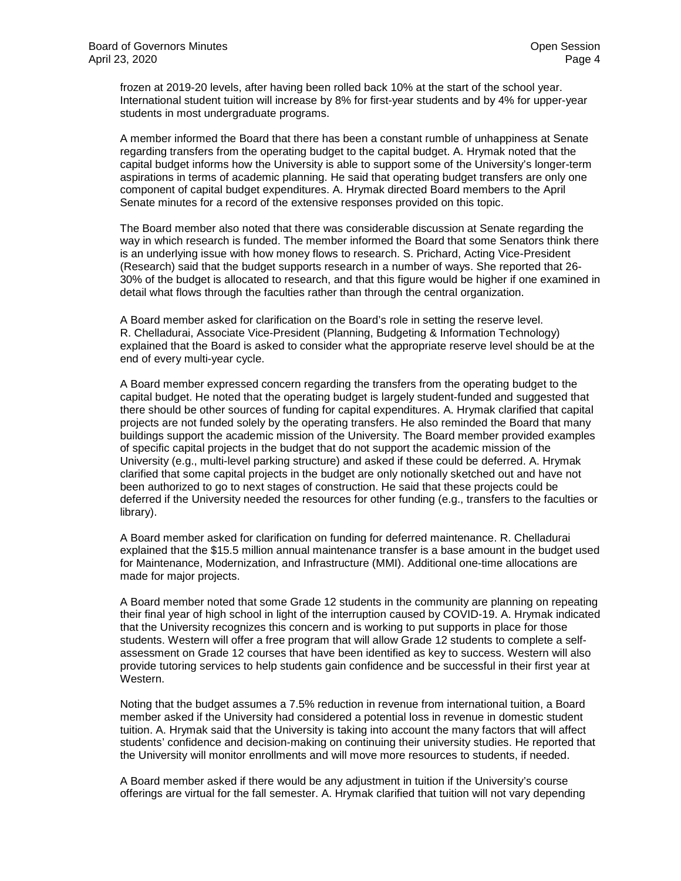frozen at 2019-20 levels, after having been rolled back 10% at the start of the school year. International student tuition will increase by 8% for first-year students and by 4% for upper-year students in most undergraduate programs.

A member informed the Board that there has been a constant rumble of unhappiness at Senate regarding transfers from the operating budget to the capital budget. A. Hrymak noted that the capital budget informs how the University is able to support some of the University's longer-term aspirations in terms of academic planning. He said that operating budget transfers are only one component of capital budget expenditures. A. Hrymak directed Board members to the April Senate minutes for a record of the extensive responses provided on this topic.

The Board member also noted that there was considerable discussion at Senate regarding the way in which research is funded. The member informed the Board that some Senators think there is an underlying issue with how money flows to research. S. Prichard, Acting Vice-President (Research) said that the budget supports research in a number of ways. She reported that 26-30% of the budget is allocated to research, and that this figure would be higher if one examined in detail what flows through the faculties rather than through the central organization.

A Board member asked for clarification on the Board's role in setting the reserve level. R. Chelladurai, Associate Vice-President (Planning, Budgeting & Information Technology) explained that the Board is asked to consider what the appropriate reserve level should be at the end of every multi-year cycle.

A Board member expressed concern regarding the transfers from the operating budget to the capital budget. He noted that the operating budget is largely student-funded and suggested that there should be other sources of funding for capital expenditures. A. Hrymak clarified that capital projects are not funded solely by the operating transfers. He also reminded the Board that many buildings support the academic mission of the University. The Board member provided examples of specific capital projects in the budget that do not support the academic mission of the University (e.g., multi-level parking structure) and asked if these could be deferred. A. Hrymak clarified that some capital projects in the budget are only notionally sketched out and have not been authorized to go to next stages of construction. He said that these projects could be deferred if the University needed the resources for other funding (e.g., transfers to the faculties or library).

A Board member asked for clarification on funding for deferred maintenance. R. Chelladurai explained that the $15.5 million annual maintenance transfer is a base amount in the budget used for Maintenance, Modernization, and Infrastructure (MMI). Additional one-time allocations are made for major projects.

A Board member noted that some Grade 12 students in the community are planning on repeating their final year of high school in light of the interruption caused by COVID-19. A. Hrymak indicated that the University recognizes this concern and is working to put supports in place for those students. Western will offer a free program that will allow Grade 12 students to complete a self-assessment on Grade 12 courses that have been identified as key to success. Western will also provide tutoring services to help students gain confidence and be successful in their first year at Western.

Noting that the budget assumes a 7.5% reduction in revenue from international tuition, a Board member asked if the University had considered a potential loss in revenue in domestic student tuition. A. Hrymak said that the University is taking into account the many factors that will affect students' confidence and decision-making on continuing their university studies. He reported that the University will monitor enrollments and will move more resources to students, if needed.

A Board member asked if there would be any adjustment in tuition if the University's course offerings are virtual for the fall semester. A. Hrymak clarified that tuition will not vary depending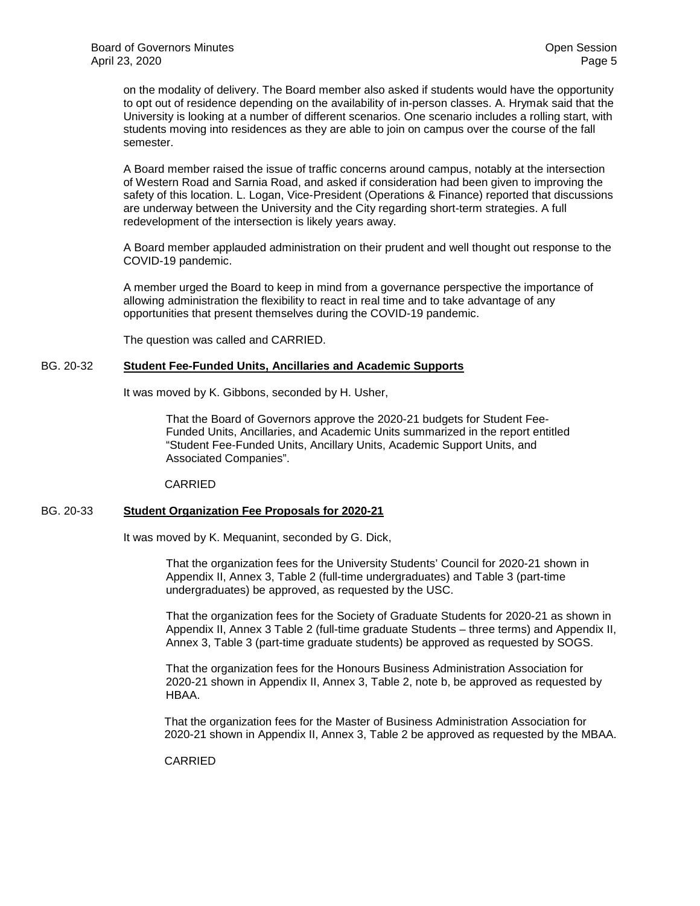on the modality of delivery. The Board member also asked if students would have the opportunity to opt out of residence depending on the availability of in-person classes. A. Hrymak said that the University is looking at a number of different scenarios. One scenario includes a rolling start, with students moving into residences as they are able to join on campus over the course of the fall semester.

A Board member raised the issue of traffic concerns around campus, notably at the intersection of Western Road and Sarnia Road, and asked if consideration had been given to improving the safety of this location. L. Logan, Vice-President (Operations & Finance) reported that discussions are underway between the University and the City regarding short-term strategies. A full redevelopment of the intersection is likely years away.

A Board member applauded administration on their prudent and well thought out response to the COVID-19 pandemic.

A member urged the Board to keep in mind from a governance perspective the importance of allowing administration the flexibility to react in real time and to take advantage of any opportunities that present themselves during the COVID-19 pandemic.

The question was called and CARRIED.

BG. 20-32 **Student Fee-Funded Units, Ancillaries and Academic Supports**

It was moved by K. Gibbons, seconded by H. Usher,

> That the Board of Governors approve the 2020-21 budgets for Student Fee-Funded Units, Ancillaries, and Academic Units summarized in the report entitled "Student Fee-Funded Units, Ancillary Units, Academic Support Units, and Associated Companies".

CARRIED

BG. 20-33 **Student Organization Fee Proposals for 2020-21**

It was moved by K. Mequanint, seconded by G. Dick,

> That the organization fees for the University Students' Council for 2020-21 shown in Appendix II, Annex 3, Table 2 (full-time undergraduates) and Table 3 (part-time undergraduates) be approved, as requested by the USC.
>
> That the organization fees for the Society of Graduate Students for 2020-21 as shown in Appendix II, Annex 3 Table 2 (full-time graduate Students – three terms) and Appendix II, Annex 3, Table 3 (part-time graduate students) be approved as requested by SOGS.
>
> That the organization fees for the Honours Business Administration Association for 2020-21 shown in Appendix II, Annex 3, Table 2, note b, be approved as requested by HBAA.
>
> That the organization fees for the Master of Business Administration Association for 2020-21 shown in Appendix II, Annex 3, Table 2 be approved as requested by the MBAA.

CARRIED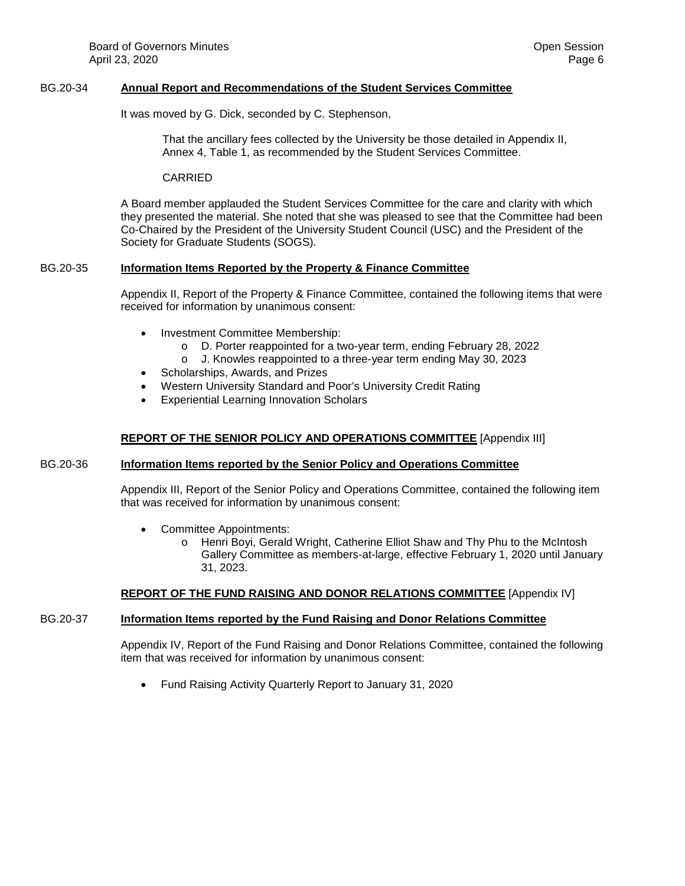BG.20-34 **Annual Report and Recommendations of the Student Services Committee**

It was moved by G. Dick, seconded by C. Stephenson,

> That the ancillary fees collected by the University be those detailed in Appendix II, Annex 4, Table 1, as recommended by the Student Services Committee.
>
> CARRIED

A Board member applauded the Student Services Committee for the care and clarity with which they presented the material. She noted that she was pleased to see that the Committee had been Co-Chaired by the President of the University Student Council (USC) and the President of the Society for Graduate Students (SOGS).

BG.20-35 **Information Items Reported by the Property & Finance Committee**

Appendix II, Report of the Property & Finance Committee, contained the following items that were received for information by unanimous consent:

- Investment Committee Membership:
  - D. Porter reappointed for a two-year term, ending February 28, 2022
  - J. Knowles reappointed to a three-year term ending May 30, 2023
- Scholarships, Awards, and Prizes
- Western University Standard and Poor's University Credit Rating
- Experiential Learning Innovation Scholars

## REPORT OF THE SENIOR POLICY AND OPERATIONS COMMITTEE [Appendix III]

BG.20-36 **Information Items reported by the Senior Policy and Operations Committee**

Appendix III, Report of the Senior Policy and Operations Committee, contained the following item that was received for information by unanimous consent:

- Committee Appointments:
  - Henri Boyi, Gerald Wright, Catherine Elliot Shaw and Thy Phu to the McIntosh Gallery Committee as members-at-large, effective February 1, 2020 until January 31, 2023.

## REPORT OF THE FUND RAISING AND DONOR RELATIONS COMMITTEE [Appendix IV]

BG.20-37 **Information Items reported by the Fund Raising and Donor Relations Committee**

Appendix IV, Report of the Fund Raising and Donor Relations Committee, contained the following item that was received for information by unanimous consent:

- Fund Raising Activity Quarterly Report to January 31, 2020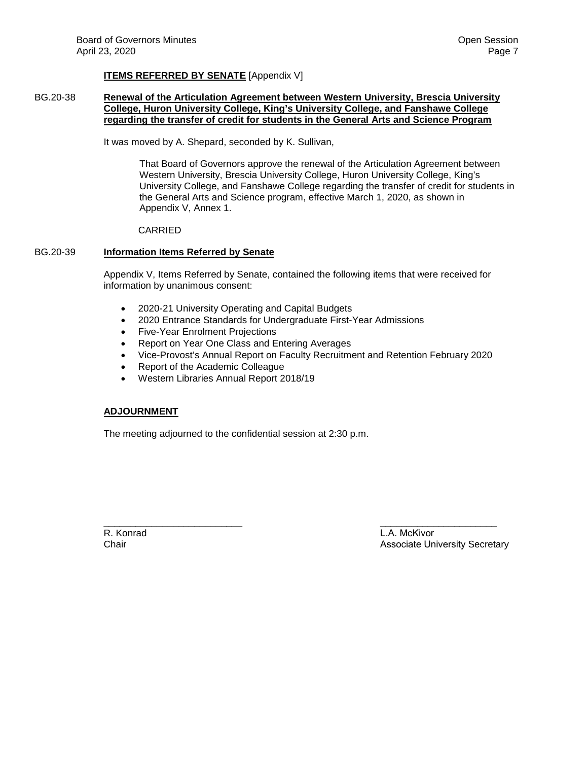**ITEMS REFERRED BY SENATE** [Appendix V]

BG.20-38 **Renewal of the Articulation Agreement between Western University, Brescia University College, Huron University College, King's University College, and Fanshawe College regarding the transfer of credit for students in the General Arts and Science Program**

It was moved by A. Shepard, seconded by K. Sullivan,

> That Board of Governors approve the renewal of the Articulation Agreement between Western University, Brescia University College, Huron University College, King's University College, and Fanshawe College regarding the transfer of credit for students in the General Arts and Science program, effective March 1, 2020, as shown in Appendix V, Annex 1.

CARRIED

BG.20-39 **Information Items Referred by Senate**

Appendix V, Items Referred by Senate, contained the following items that were received for information by unanimous consent:

- 2020-21 University Operating and Capital Budgets
- 2020 Entrance Standards for Undergraduate First-Year Admissions
- Five-Year Enrolment Projections
- Report on Year One Class and Entering Averages
- Vice-Provost's Annual Report on Faculty Recruitment and Retention February 2020
- Report of the Academic Colleague
- Western Libraries Annual Report 2018/19

**ADJOURNMENT**

The meeting adjourned to the confidential session at 2:30 p.m.

\_\_\_\_\_\_\_\_\_\_\_\_\_\_\_\_\_\_\_\_\_\_\_\_\_\_
R. Konrad
Chair

\_\_\_\_\_\_\_\_\_\_\_\_\_\_\_\_\_\_\_\_\_\_\_\_\_\_
L.A. McKivor
Associate University Secretary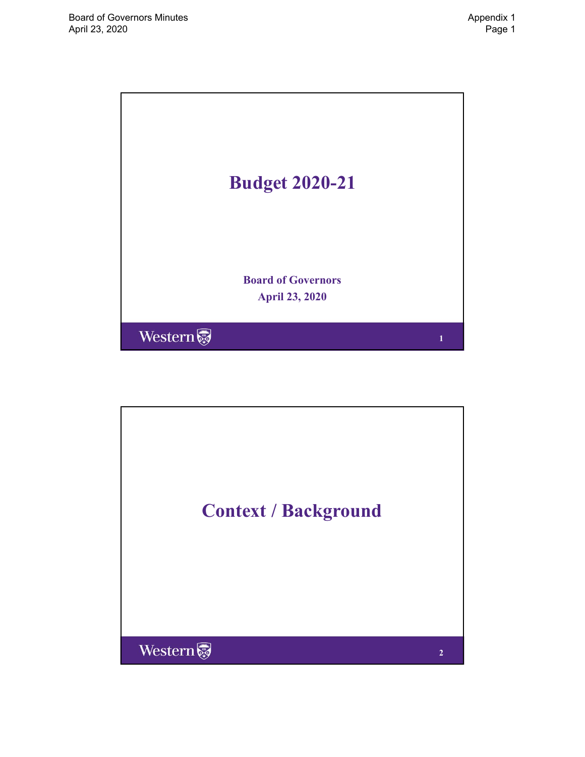# Budget 2020-21

**Board of Governors**

**April 23, 2020**

# Context / Background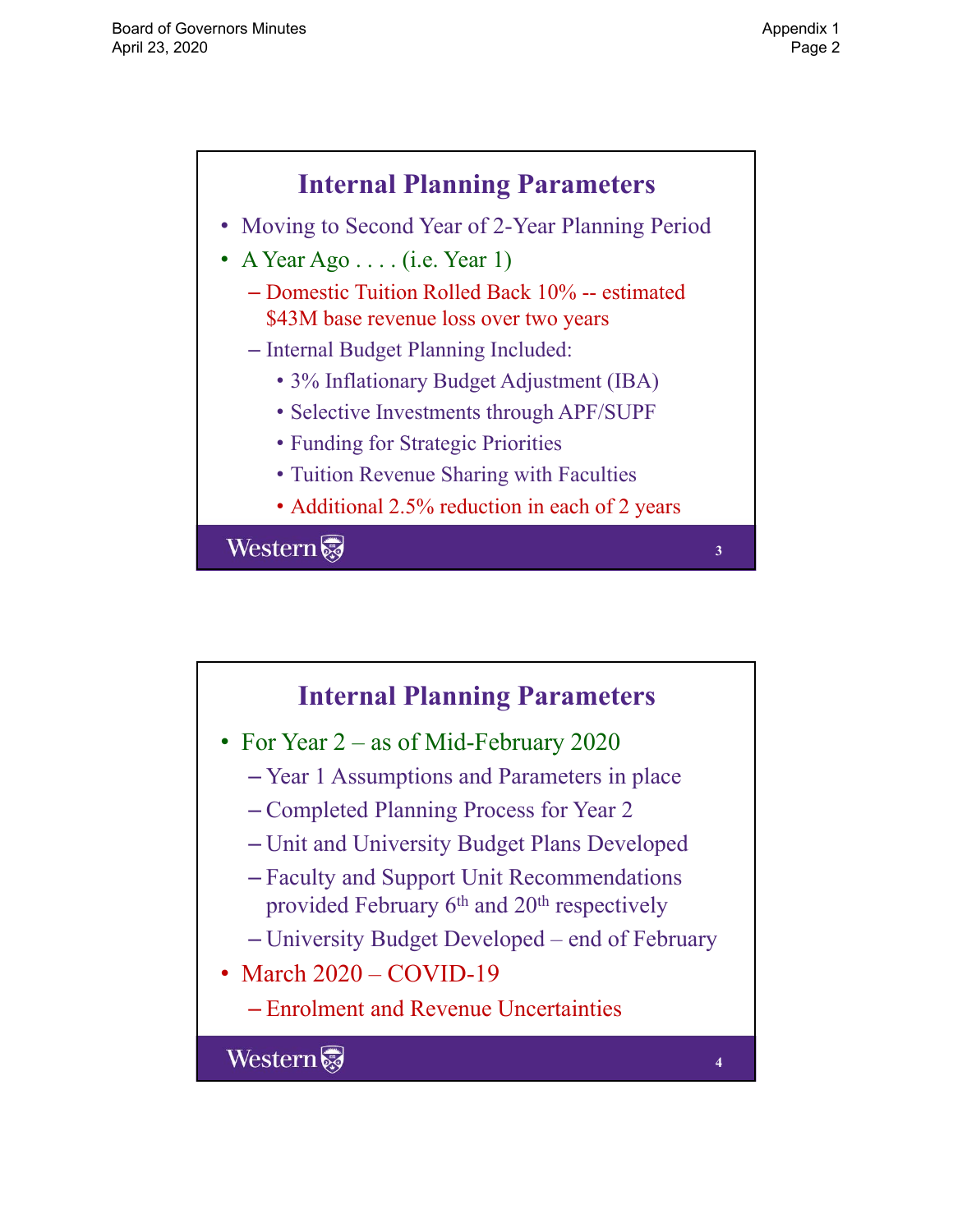## Internal Planning Parameters

- Moving to Second Year of 2-Year Planning Period
- A Year Ago . . . . (i.e. Year 1)
  - Domestic Tuition Rolled Back 10% -- estimated $43M base revenue loss over two years
  - Internal Budget Planning Included:
    - 3% Inflationary Budget Adjustment (IBA)
    - Selective Investments through APF/SUPF
    - Funding for Strategic Priorities
    - Tuition Revenue Sharing with Faculties
    - Additional 2.5% reduction in each of 2 years

## Internal Planning Parameters

- For Year 2 – as of Mid-February 2020
  - Year 1 Assumptions and Parameters in place
  - Completed Planning Process for Year 2
  - Unit and University Budget Plans Developed
  - Faculty and Support Unit Recommendations provided February 6th and 20th respectively
  - University Budget Developed – end of February
- March 2020 – COVID-19
  - Enrolment and Revenue Uncertainties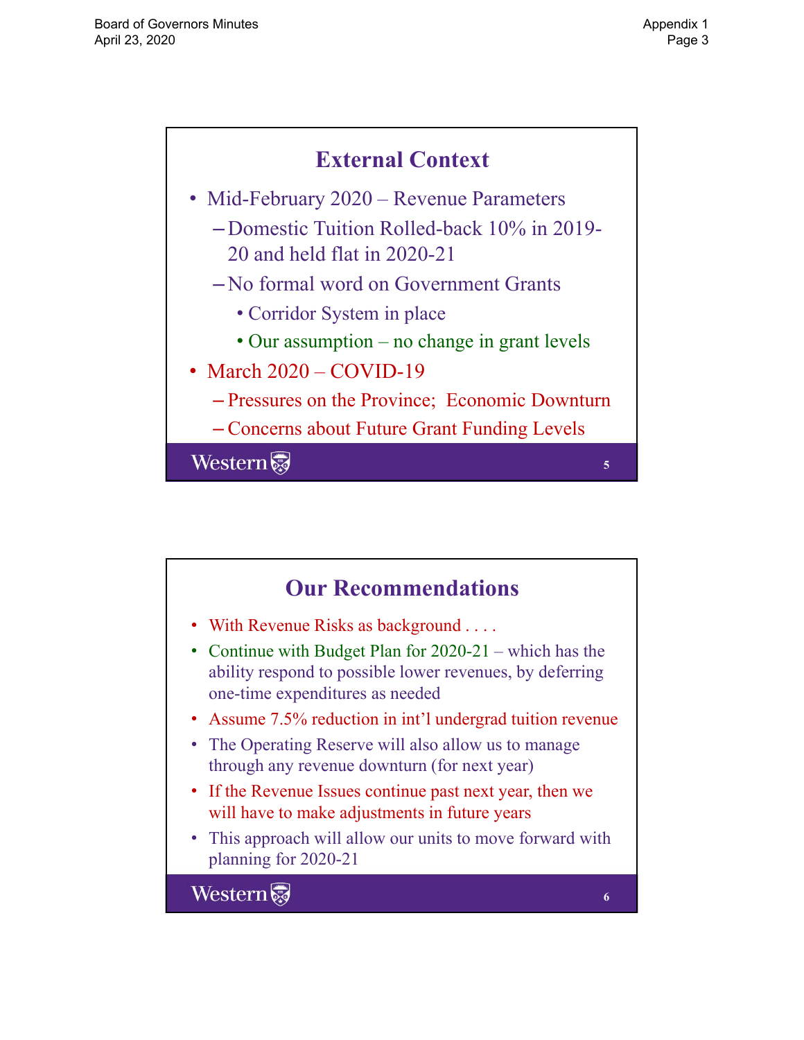## External Context

- Mid-February 2020 – Revenue Parameters
  - Domestic Tuition Rolled-back 10% in 2019-20 and held flat in 2020-21
  - No formal word on Government Grants
    - Corridor System in place
    - Our assumption – no change in grant levels
- March 2020 – COVID-19
  - Pressures on the Province; Economic Downturn
  - Concerns about Future Grant Funding Levels

## Our Recommendations

- With Revenue Risks as background . . . .
- Continue with Budget Plan for 2020-21 – which has the ability respond to possible lower revenues, by deferring one-time expenditures as needed
- Assume 7.5% reduction in int'l undergrad tuition revenue
- The Operating Reserve will also allow us to manage through any revenue downturn (for next year)
- If the Revenue Issues continue past next year, then we will have to make adjustments in future years
- This approach will allow our units to move forward with planning for 2020-21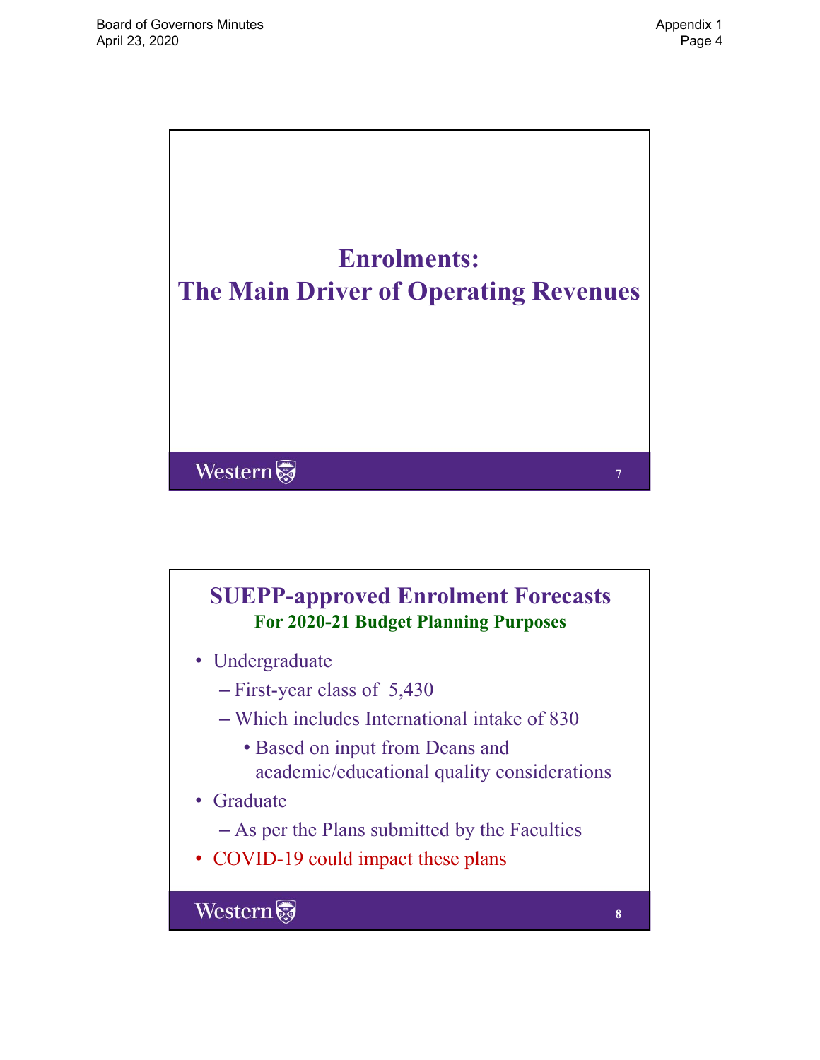## Enrolments:
## The Main Driver of Operating Revenues

## SUEPP-approved Enrolment Forecasts

**For 2020-21 Budget Planning Purposes**

- Undergraduate
  - First-year class of 5,430
  - Which includes International intake of 830
    - Based on input from Deans and academic/educational quality considerations
- Graduate
  - As per the Plans submitted by the Faculties
- COVID-19 could impact these plans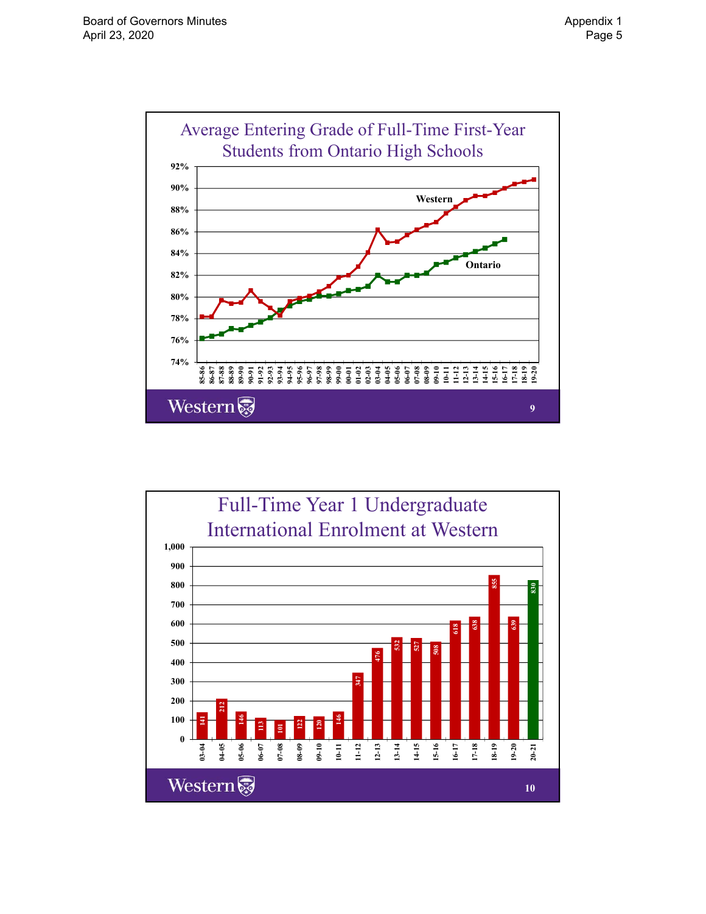## Average Entering Grade of Full-Time First-Year Students from Ontario High Schools

92%
90%
88%
86%
84%
82%
80%
78%
76%
74%

Western

Ontario

85-86 86-87 87-88 88-89 89-90 90-91 91-92 92-93 93-94 94-95 95-96 96-97 97-98 98-99 99-00 00-01 01-02 02-03 03-04 04-05 05-06 06-07 07-08 08-09 09-10 10-11 11-12 12-13 13-14 14-15 15-16 16-17 17-18 18-19 19-20

Western

## Full-Time Year 1 Undergraduate International Enrolment at Western

| Year | Enrolment |
|---|---|
| 03-04 | 141 |
| 04-05 | 212 |
| 05-06 | 146 |
| 06-07 | 113 |
| 07-08 | 101 |
| 08-09 | 122 |
| 09-10 | 120 |
| 10-11 | 146 |
| 11-12 | 347 |
| 12-13 | 476 |
| 13-14 | 532 |
| 14-15 | 527 |
| 15-16 | 508 |
| 16-17 | 618 |
| 17-18 | 638 |
| 18-19 | 855 |
| 19-20 | 639 |
| 20-21 | 830 |

Western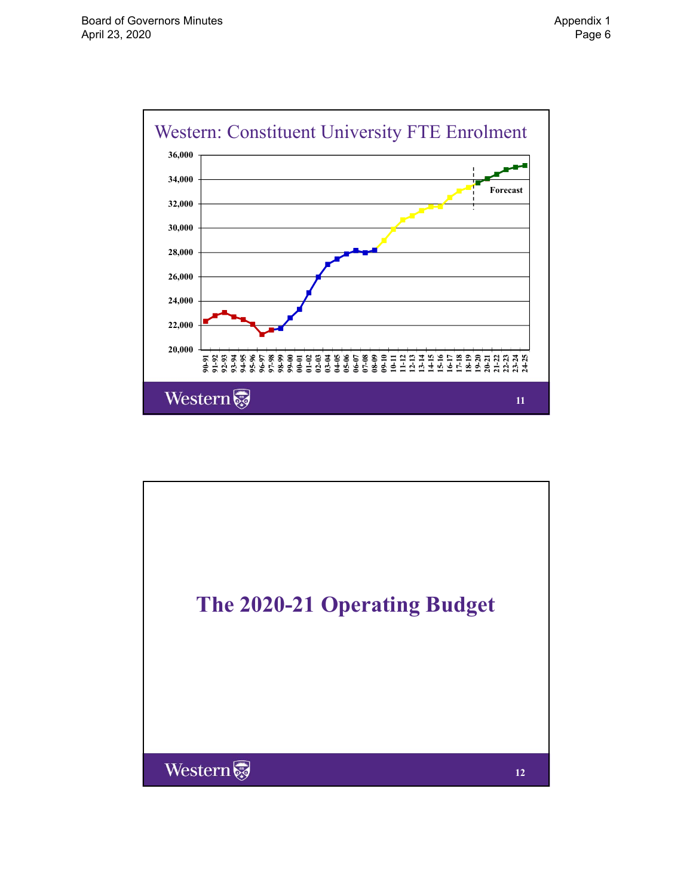## Western: Constituent University FTE Enrolment

36,000
34,000
32,000
30,000
28,000
26,000
24,000
22,000
20,000

Forecast

90-91 91-92 92-93 93-94 94-95 95-96 96-97 97-98 98-99 99-00 00-01 01-02 02-03 03-04 04-05 05-06 06-07 07-08 08-09 09-10 10-11 11-12 12-13 13-14 14-15 15-16 16-17 17-18 18-19 19-20 20-21 21-22 22-23 23-24 24-25

Western

# The 2020-21 Operating Budget

Western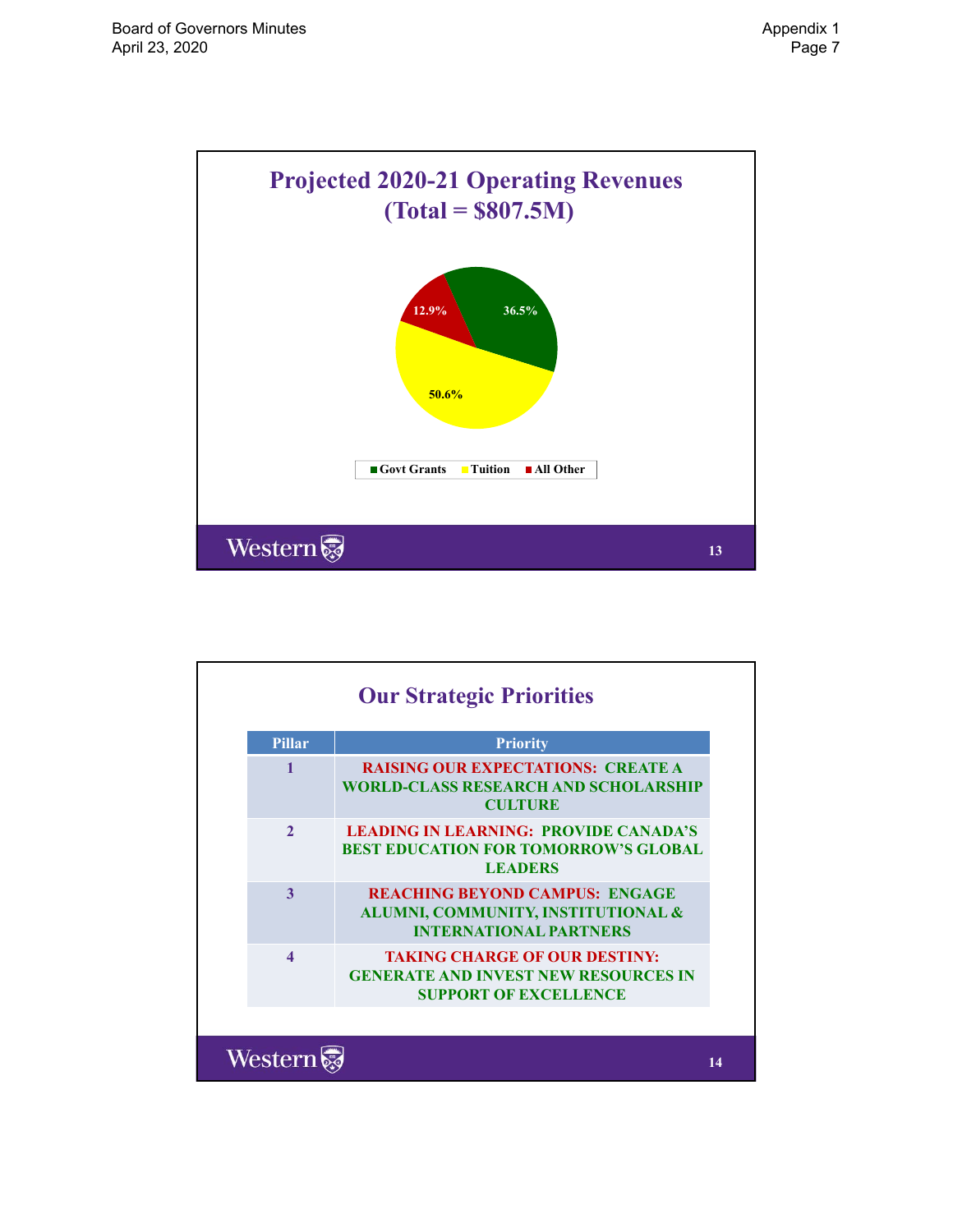## Projected 2020-21 Operating Revenues (Total = $807.5M)

| Category | Share |
| --- | --- |
| Govt Grants | 36.5% |
| Tuition | 50.6% |
| All Other | 12.9% |

## Our Strategic Priorities

| Pillar | Priority |
| --- | --- |
| 1 | RAISING OUR EXPECTATIONS: CREATE A WORLD-CLASS RESEARCH AND SCHOLARSHIP CULTURE |
| 2 | LEADING IN LEARNING: PROVIDE CANADA'S BEST EDUCATION FOR TOMORROW'S GLOBAL LEADERS |
| 3 | REACHING BEYOND CAMPUS: ENGAGE ALUMNI, COMMUNITY, INSTITUTIONAL & INTERNATIONAL PARTNERS |
| 4 | TAKING CHARGE OF OUR DESTINY: GENERATE AND INVEST NEW RESOURCES IN SUPPORT OF EXCELLENCE |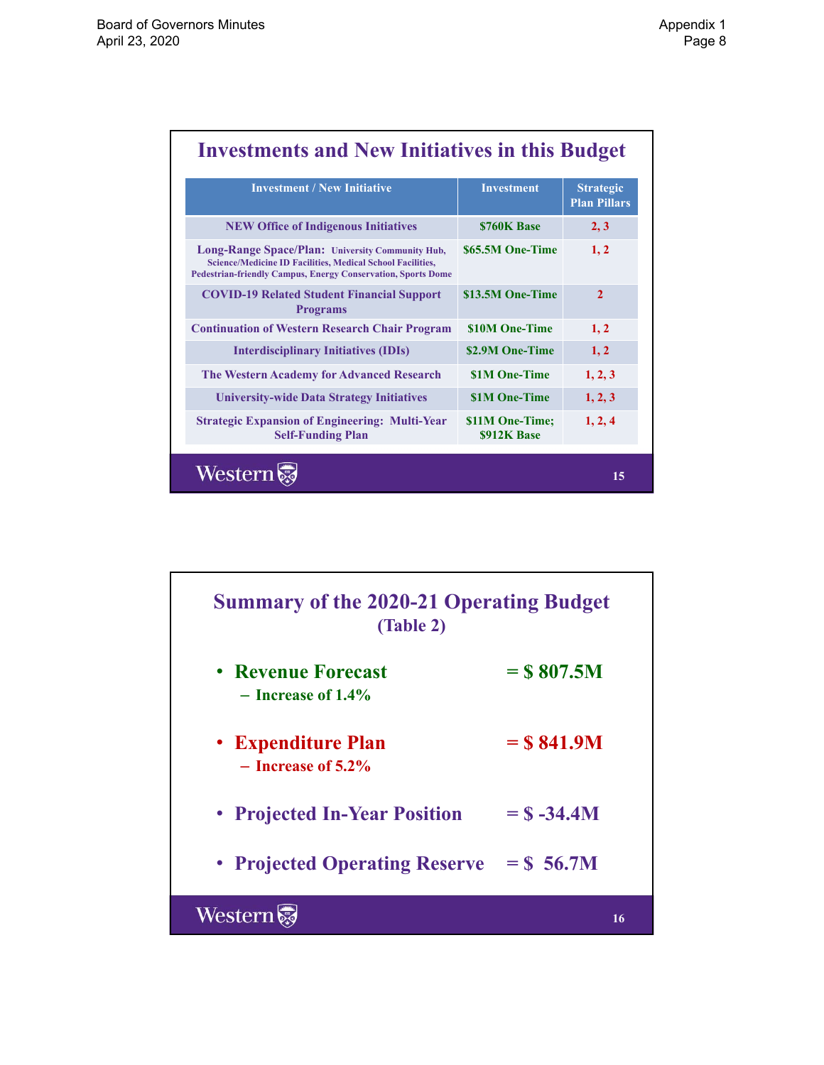## Investments and New Initiatives in this Budget

| Investment / New Initiative | Investment | Strategic Plan Pillars |
|---|---|---|
| NEW Office of Indigenous Initiatives | $760K Base | 2, 3 |
| Long-Range Space/Plan: University Community Hub, Science/Medicine ID Facilities, Medical School Facilities, Pedestrian-friendly Campus, Energy Conservation, Sports Dome | $65.5M One-Time | 1, 2 |
| COVID-19 Related Student Financial Support Programs | $13.5M One-Time | 2 |
| Continuation of Western Research Chair Program | $10M One-Time | 1, 2 |
| Interdisciplinary Initiatives (IDIs) | $2.9M One-Time | 1, 2 |
| The Western Academy for Advanced Research | $1M One-Time | 1, 2, 3 |
| University-wide Data Strategy Initiatives | $1M One-Time | 1, 2, 3 |
| Strategic Expansion of Engineering: Multi-Year Self-Funding Plan | $11M One-Time; $912K Base | 1, 2, 4 |

Western

## Summary of the 2020-21 Operating Budget (Table 2)

- **Revenue Forecast** = $ 807.5M
  - Increase of 1.4%
- **Expenditure Plan** = $ 841.9M
  - Increase of 5.2%
- **Projected In-Year Position** = $ -34.4M
- **Projected Operating Reserve** = $ 56.7M

Western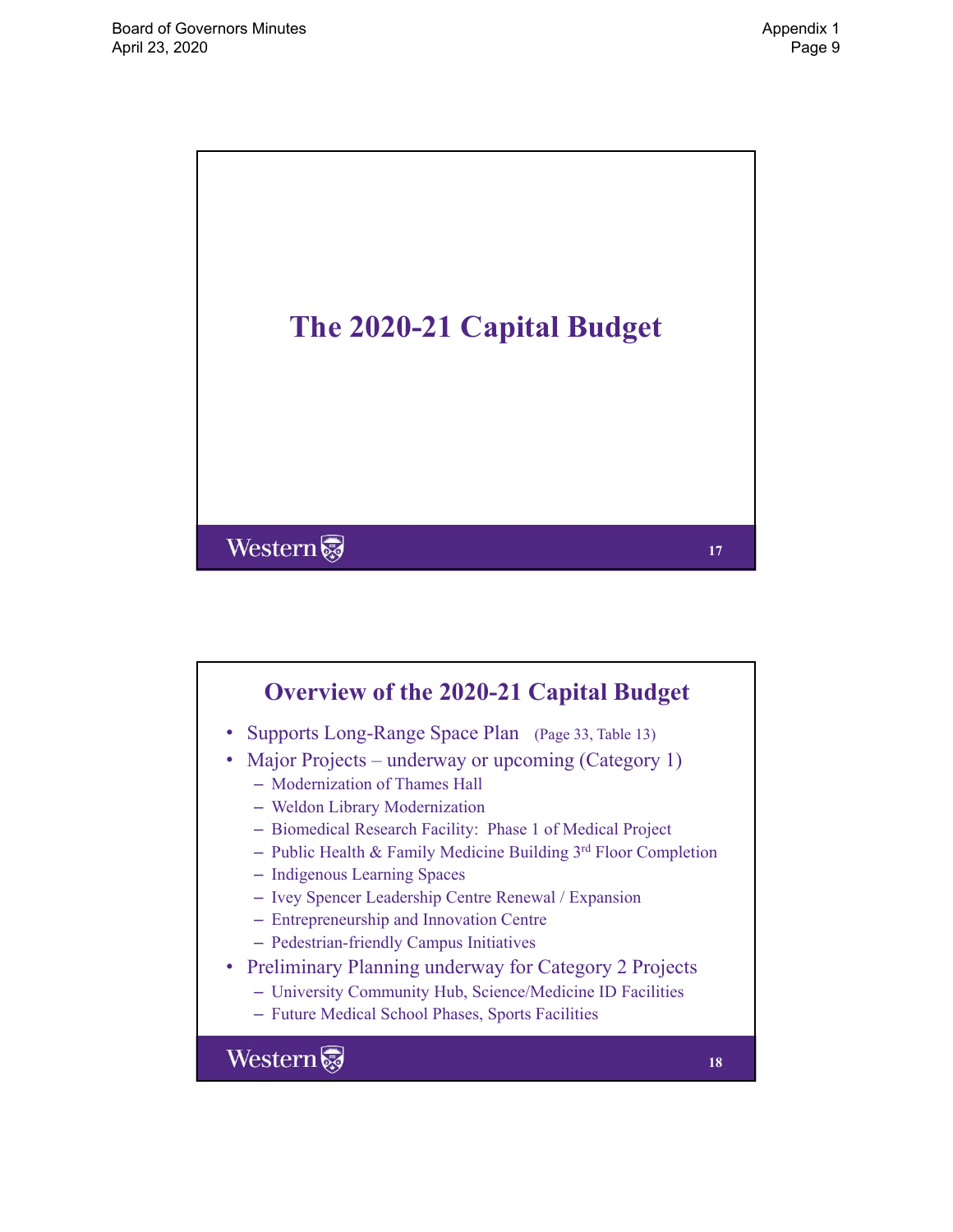# The 2020-21 Capital Budget

## Overview of the 2020-21 Capital Budget

- Supports Long-Range Space Plan (Page 33, Table 13)
- Major Projects – underway or upcoming (Category 1)
  - Modernization of Thames Hall
  - Weldon Library Modernization
  - Biomedical Research Facility: Phase 1 of Medical Project
  - Public Health & Family Medicine Building 3rd Floor Completion
  - Indigenous Learning Spaces
  - Ivey Spencer Leadership Centre Renewal / Expansion
  - Entrepreneurship and Innovation Centre
  - Pedestrian-friendly Campus Initiatives
- Preliminary Planning underway for Category 2 Projects
  - University Community Hub, Science/Medicine ID Facilities
  - Future Medical School Phases, Sports Facilities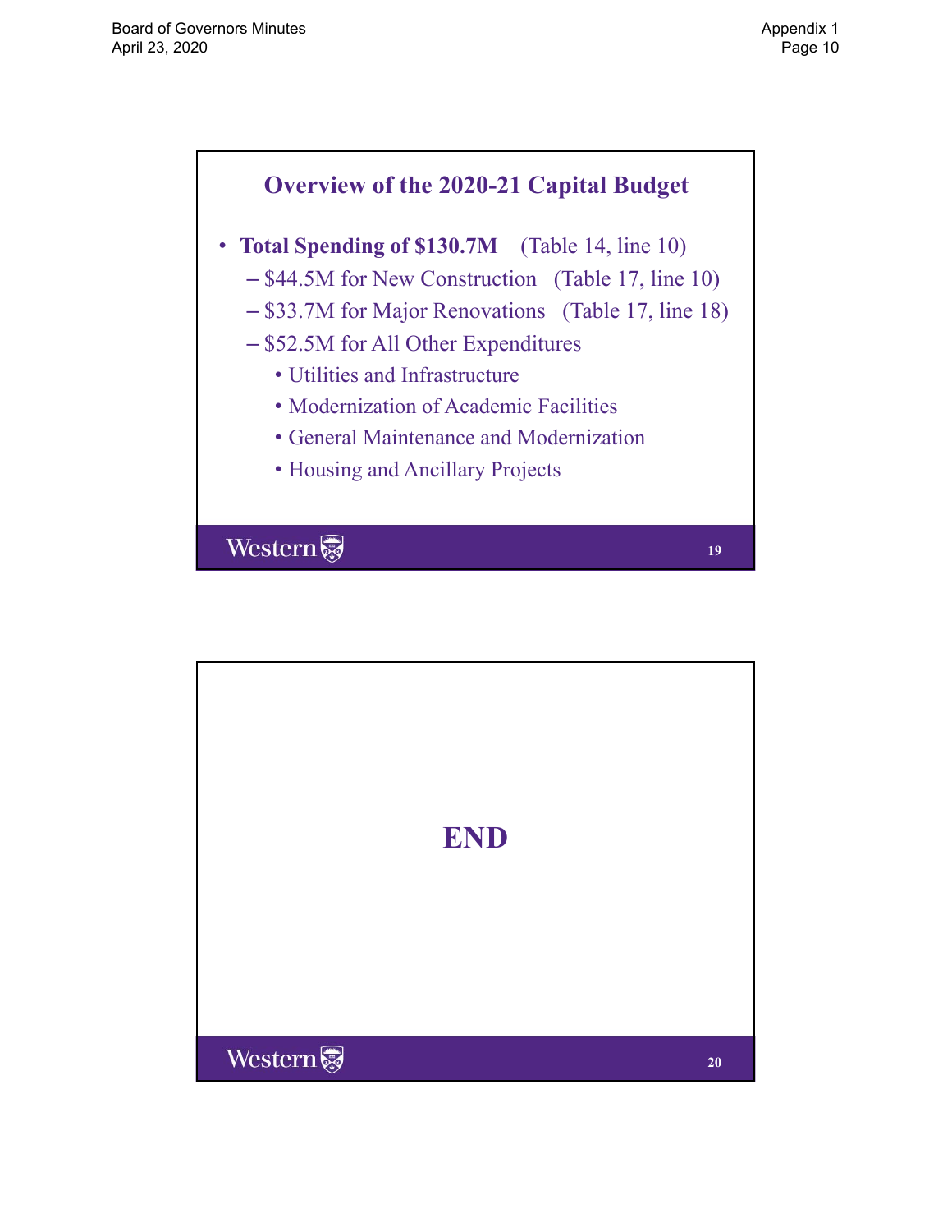## Overview of the 2020-21 Capital Budget

- **Total Spending of $130.7M** (Table 14, line 10)
  - $44.5M for New Construction (Table 17, line 10)
  - $33.7M for Major Renovations (Table 17, line 18)
  - $52.5M for All Other Expenditures
    - Utilities and Infrastructure
    - Modernization of Academic Facilities
    - General Maintenance and Modernization
    - Housing and Ancillary Projects

Western

## END

Western